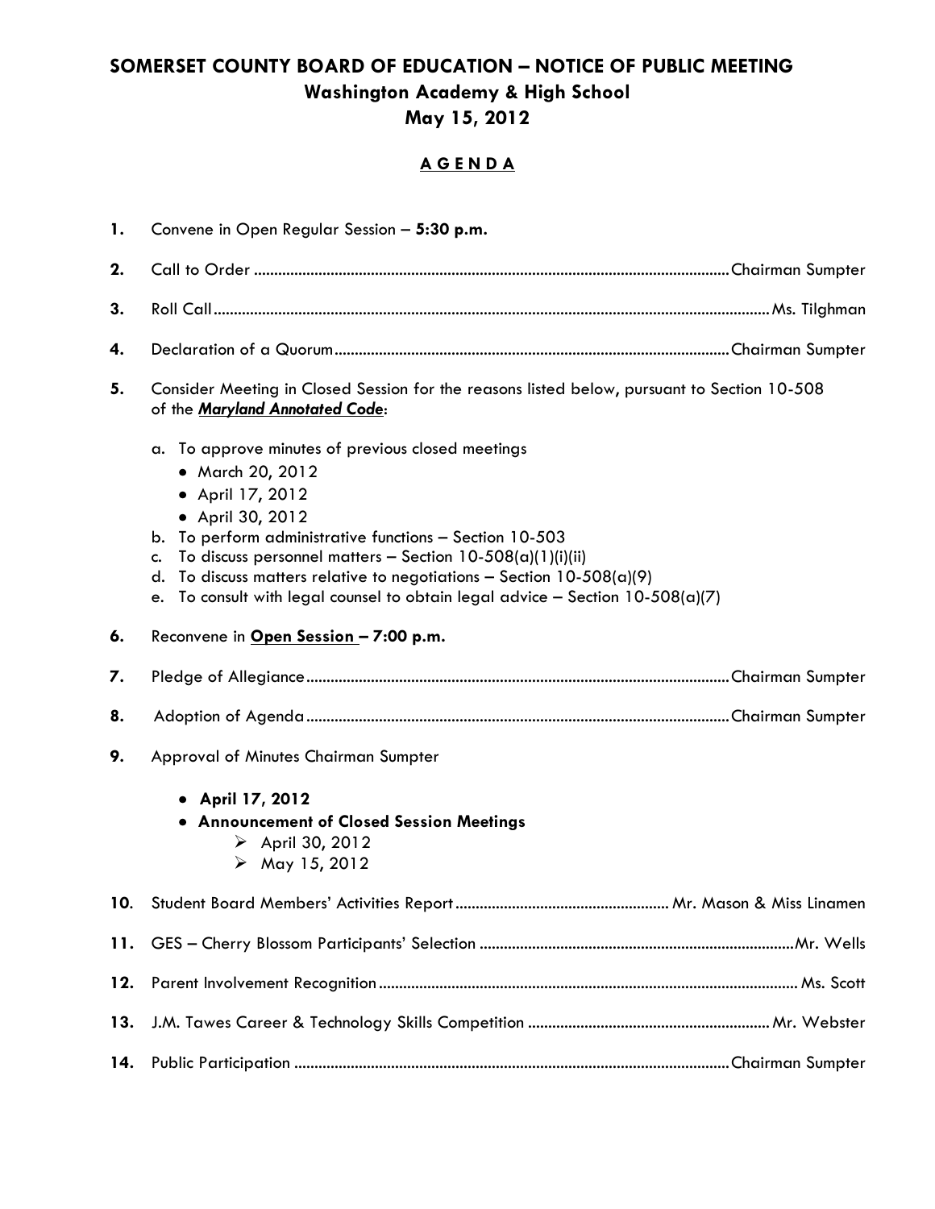# SOMERSET COUNTY BOARD OF EDUCATION – NOTICE OF PUBLIC MEETING

## Washington Academy & High School

## May 15, 2012

### AGENDA

1. Convene in Open Regular Session – **5:30 p.m.**

2. Call to Order ........................................ Chairman Sumpter

3. Roll Call ........................................ Ms. Tilghman

4. Declaration of a Quorum ........................................ Chairman Sumpter

5. Consider Meeting in Closed Session for the reasons listed below, pursuant to Section 10-508 of the ***Maryland Annotated Code***:

   a. To approve minutes of previous closed meetings
      - March 20, 2012
      - April 17, 2012
      - April 30, 2012

   b. To perform administrative functions – Section 10-503

   c. To discuss personnel matters – Section 10-508(a)(1)(i)(ii)

   d. To discuss matters relative to negotiations – Section 10-508(a)(9)

   e. To consult with legal counsel to obtain legal advice – Section 10-508(a)(7)

6. Reconvene in **Open Session – 7:00 p.m.**

7. Pledge of Allegiance ........................................ Chairman Sumpter

8. Adoption of Agenda ........................................ Chairman Sumpter

9. Approval of Minutes Chairman Sumpter
   - **April 17, 2012**
   - **Announcement of Closed Session Meetings**
     - April 30, 2012
     - May 15, 2012

10. Student Board Members' Activities Report ........................................ Mr. Mason & Miss Linamen

11. GES – Cherry Blossom Participants' Selection ........................................ Mr. Wells

12. Parent Involvement Recognition ........................................ Ms. Scott

13. J.M. Tawes Career & Technology Skills Competition ........................................ Mr. Webster

14. Public Participation ........................................ Chairman Sumpter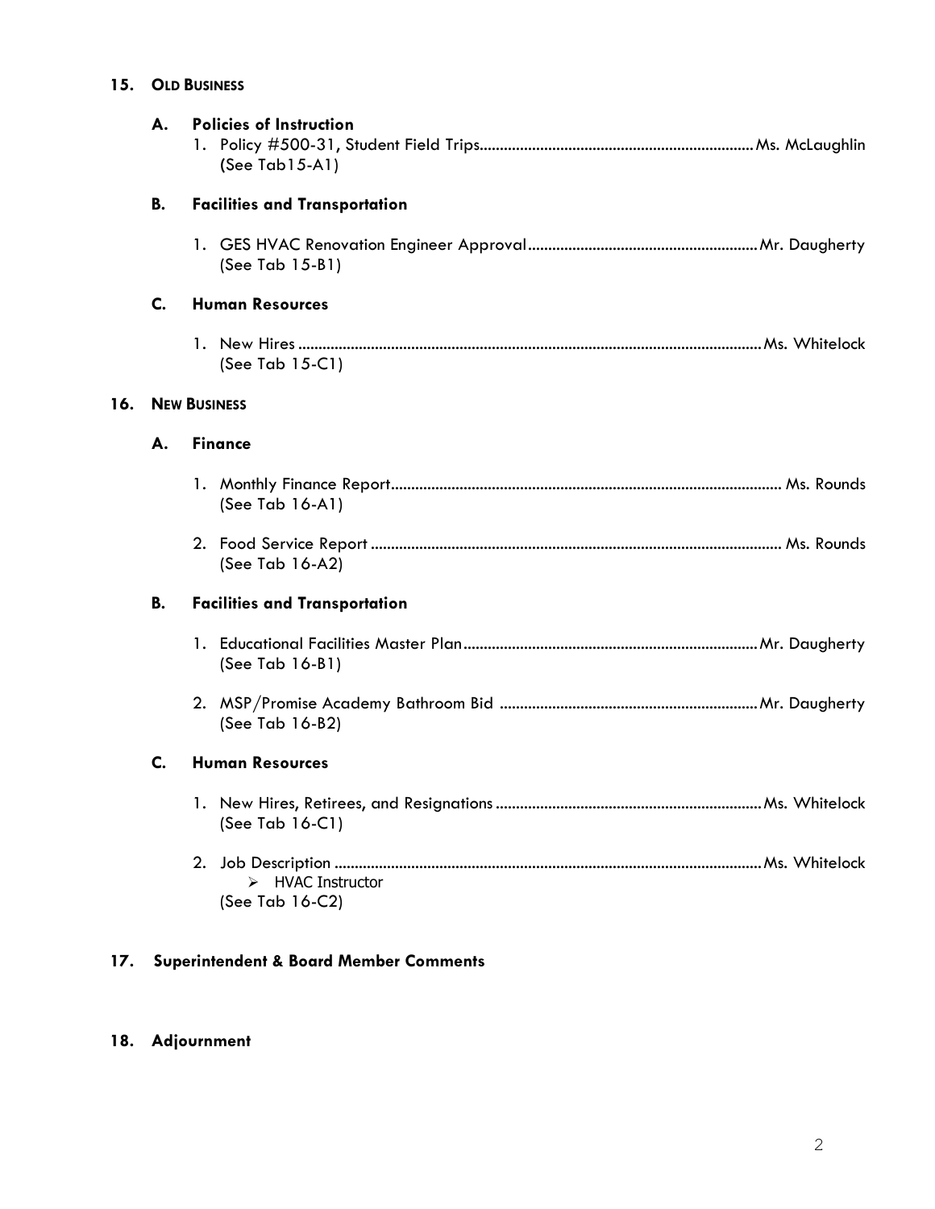## 15. OLD BUSINESS

### A. Policies of Instruction

1. Policy #500-31, Student Field Trips....................Ms. McLaughlin
   (See Tab15-A1)

### B. Facilities and Transportation

1. GES HVAC Renovation Engineer Approval....................Mr. Daugherty
   (See Tab 15-B1)

### C. Human Resources

1. New Hires....................Ms. Whitelock
   (See Tab 15-C1)

## 16. NEW BUSINESS

### A. Finance

1. Monthly Finance Report....................Ms. Rounds
   (See Tab 16-A1)
2. Food Service Report....................Ms. Rounds
   (See Tab 16-A2)

### B. Facilities and Transportation

1. Educational Facilities Master Plan....................Mr. Daugherty
   (See Tab 16-B1)
2. MSP/Promise Academy Bathroom Bid....................Mr. Daugherty
   (See Tab 16-B2)

### C. Human Resources

1. New Hires, Retirees, and Resignations....................Ms. Whitelock
   (See Tab 16-C1)
2. Job Description....................Ms. Whitelock
   - HVAC Instructor

   (See Tab 16-C2)

## 17. Superintendent & Board Member Comments

## 18. Adjournment